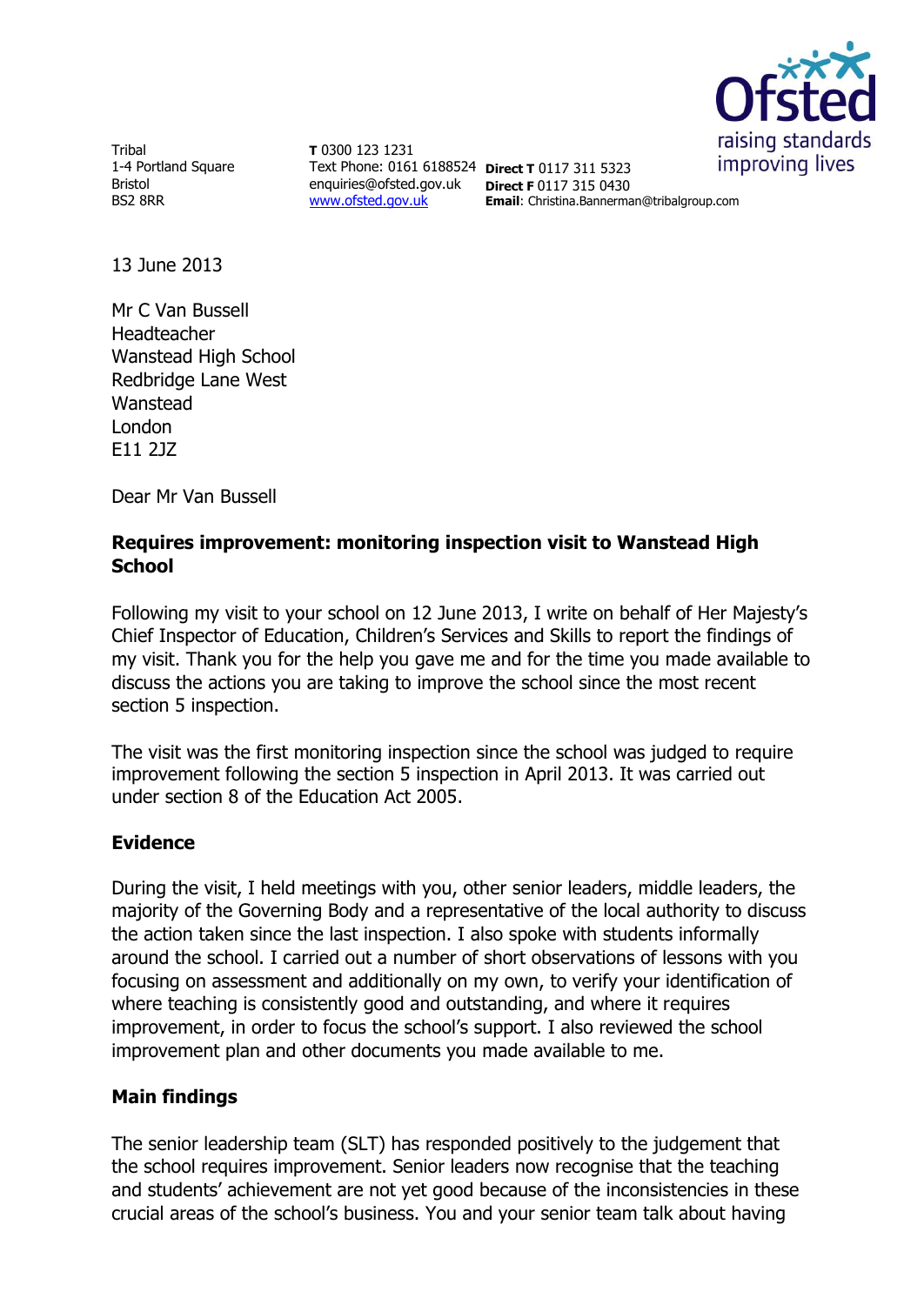Tribal
1-4 Portland Square
Bristol
BS2 8RR

**T** 0300 123 1231
Text Phone: 0161 6188524
enquiries@ofsted.gov.uk
www.ofsted.gov.uk

**Direct T** 0117 311 5323
**Direct F** 0117 315 0430
**Email**: Christina.Bannerman@tribalgroup.com

13 June 2013

Mr C Van Bussell
Headteacher
Wanstead High School
Redbridge Lane West
Wanstead
London
E11 2JZ

Dear Mr Van Bussell

**Requires improvement: monitoring inspection visit to Wanstead High School**

Following my visit to your school on 12 June 2013, I write on behalf of Her Majesty's Chief Inspector of Education, Children's Services and Skills to report the findings of my visit. Thank you for the help you gave me and for the time you made available to discuss the actions you are taking to improve the school since the most recent section 5 inspection.

The visit was the first monitoring inspection since the school was judged to require improvement following the section 5 inspection in April 2013. It was carried out under section 8 of the Education Act 2005.

## Evidence

During the visit, I held meetings with you, other senior leaders, middle leaders, the majority of the Governing Body and a representative of the local authority to discuss the action taken since the last inspection. I also spoke with students informally around the school. I carried out a number of short observations of lessons with you focusing on assessment and additionally on my own, to verify your identification of where teaching is consistently good and outstanding, and where it requires improvement, in order to focus the school's support. I also reviewed the school improvement plan and other documents you made available to me.

## Main findings

The senior leadership team (SLT) has responded positively to the judgement that the school requires improvement. Senior leaders now recognise that the teaching and students' achievement are not yet good because of the inconsistencies in these crucial areas of the school's business. You and your senior team talk about having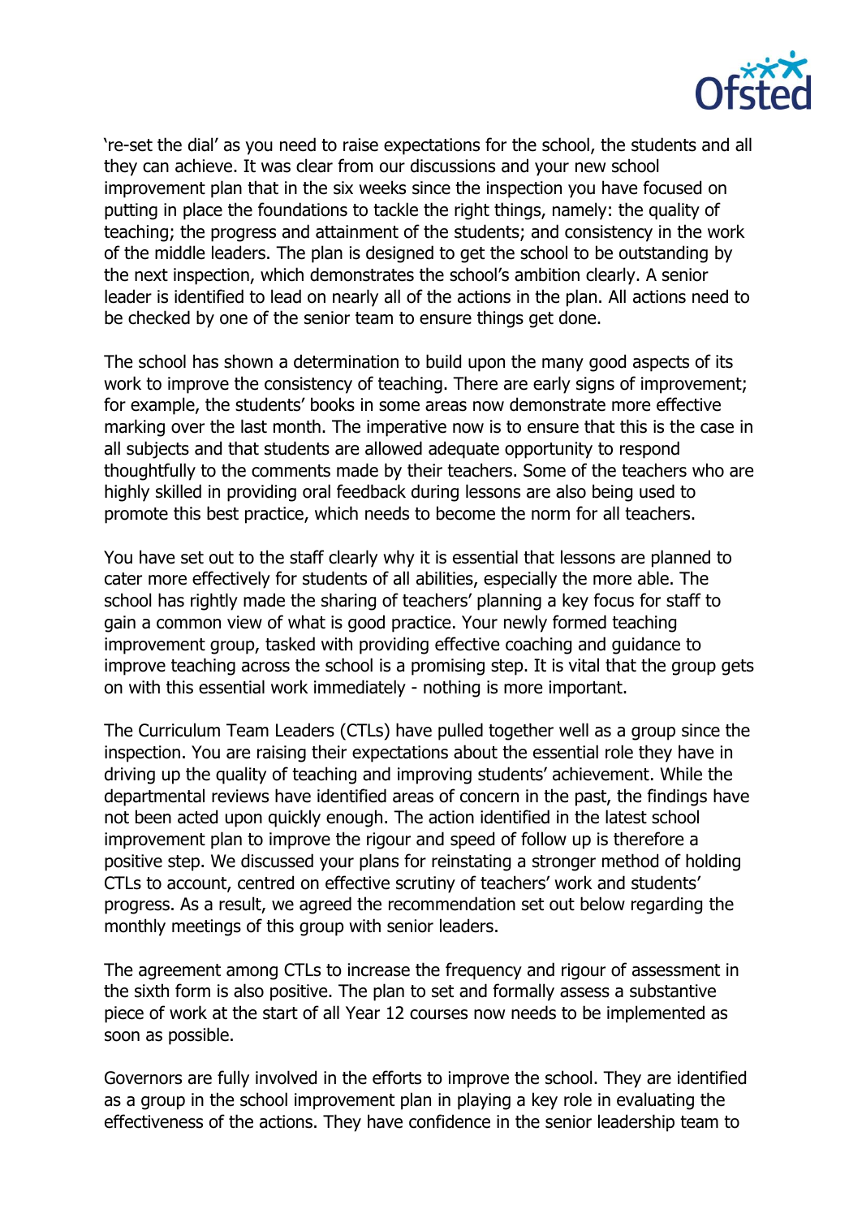're-set the dial' as you need to raise expectations for the school, the students and all they can achieve. It was clear from our discussions and your new school improvement plan that in the six weeks since the inspection you have focused on putting in place the foundations to tackle the right things, namely: the quality of teaching; the progress and attainment of the students; and consistency in the work of the middle leaders. The plan is designed to get the school to be outstanding by the next inspection, which demonstrates the school's ambition clearly. A senior leader is identified to lead on nearly all of the actions in the plan. All actions need to be checked by one of the senior team to ensure things get done.

The school has shown a determination to build upon the many good aspects of its work to improve the consistency of teaching. There are early signs of improvement; for example, the students' books in some areas now demonstrate more effective marking over the last month. The imperative now is to ensure that this is the case in all subjects and that students are allowed adequate opportunity to respond thoughtfully to the comments made by their teachers. Some of the teachers who are highly skilled in providing oral feedback during lessons are also being used to promote this best practice, which needs to become the norm for all teachers.

You have set out to the staff clearly why it is essential that lessons are planned to cater more effectively for students of all abilities, especially the more able. The school has rightly made the sharing of teachers' planning a key focus for staff to gain a common view of what is good practice. Your newly formed teaching improvement group, tasked with providing effective coaching and guidance to improve teaching across the school is a promising step. It is vital that the group gets on with this essential work immediately - nothing is more important.

The Curriculum Team Leaders (CTLs) have pulled together well as a group since the inspection. You are raising their expectations about the essential role they have in driving up the quality of teaching and improving students' achievement. While the departmental reviews have identified areas of concern in the past, the findings have not been acted upon quickly enough. The action identified in the latest school improvement plan to improve the rigour and speed of follow up is therefore a positive step. We discussed your plans for reinstating a stronger method of holding CTLs to account, centred on effective scrutiny of teachers' work and students' progress. As a result, we agreed the recommendation set out below regarding the monthly meetings of this group with senior leaders.

The agreement among CTLs to increase the frequency and rigour of assessment in the sixth form is also positive. The plan to set and formally assess a substantive piece of work at the start of all Year 12 courses now needs to be implemented as soon as possible.

Governors are fully involved in the efforts to improve the school. They are identified as a group in the school improvement plan in playing a key role in evaluating the effectiveness of the actions. They have confidence in the senior leadership team to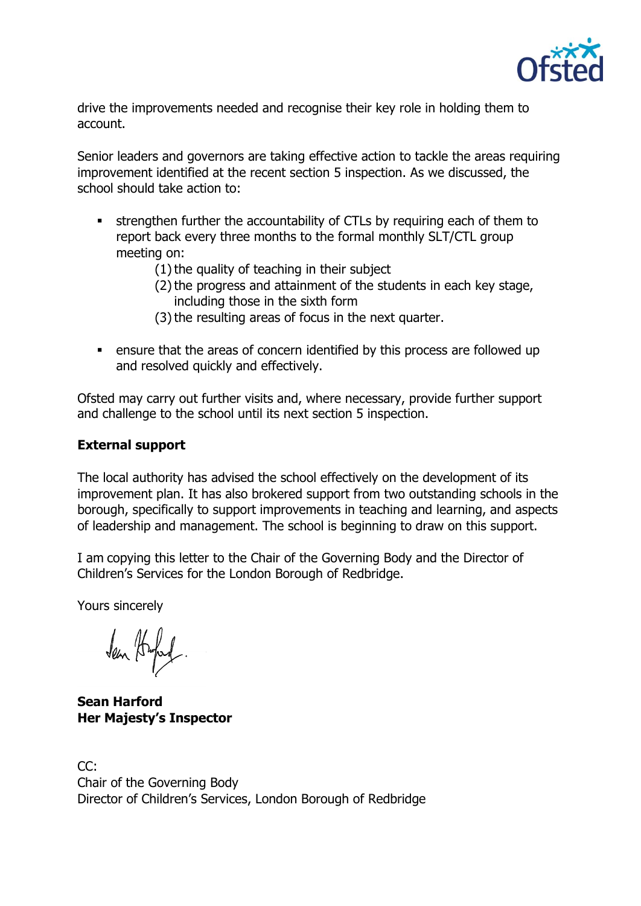drive the improvements needed and recognise their key role in holding them to account.

Senior leaders and governors are taking effective action to tackle the areas requiring improvement identified at the recent section 5 inspection. As we discussed, the school should take action to:

- strengthen further the accountability of CTLs by requiring each of them to report back every three months to the formal monthly SLT/CTL group meeting on:
  1. the quality of teaching in their subject
  2. the progress and attainment of the students in each key stage, including those in the sixth form
  3. the resulting areas of focus in the next quarter.

- ensure that the areas of concern identified by this process are followed up and resolved quickly and effectively.

Ofsted may carry out further visits and, where necessary, provide further support and challenge to the school until its next section 5 inspection.

**External support**

The local authority has advised the school effectively on the development of its improvement plan. It has also brokered support from two outstanding schools in the borough, specifically to support improvements in teaching and learning, and aspects of leadership and management. The school is beginning to draw on this support.

I am copying this letter to the Chair of the Governing Body and the Director of Children's Services for the London Borough of Redbridge.

Yours sincerely

**Sean Harford**
**Her Majesty's Inspector**

CC:
Chair of the Governing Body
Director of Children's Services, London Borough of Redbridge